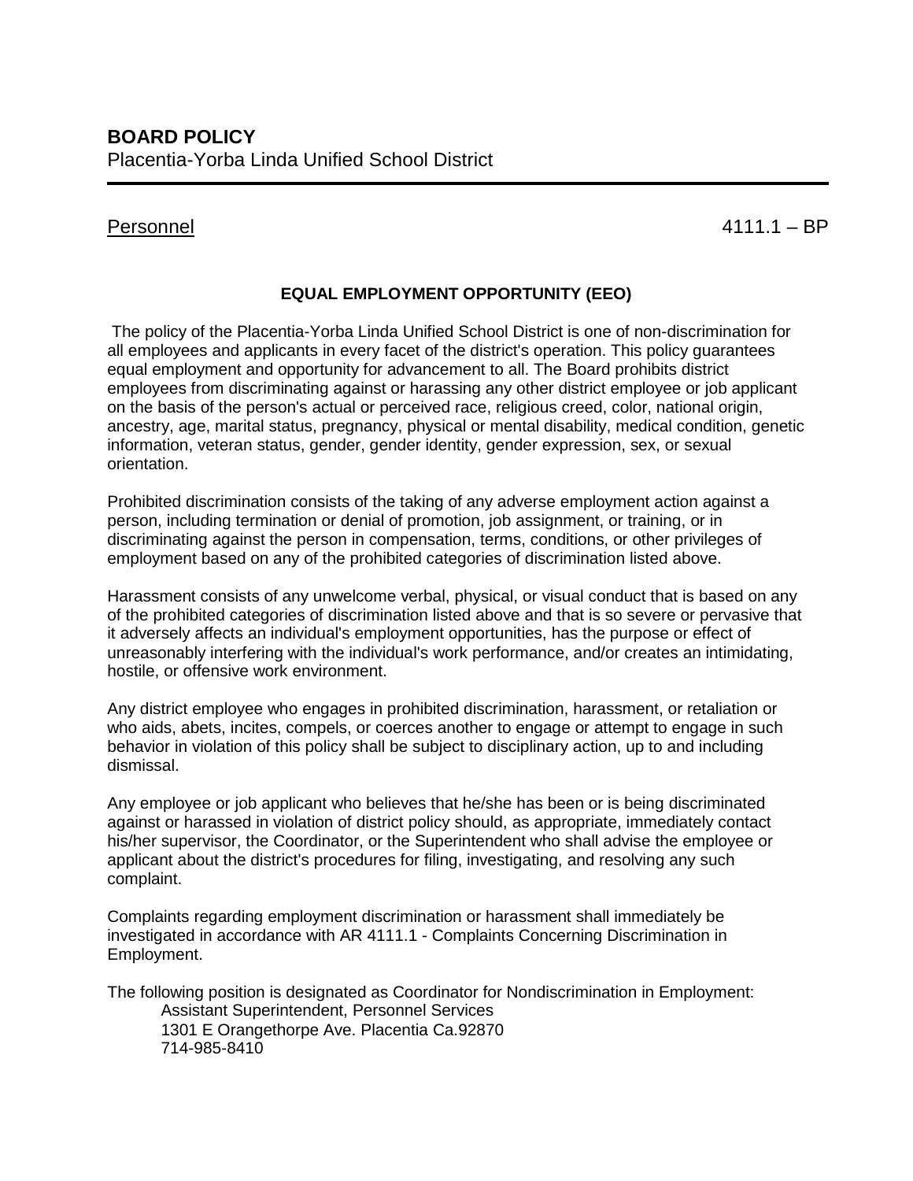# BOARD POLICY

Placentia-Yorba Linda Unified School District

Personnel 4111.1 – BP

## EQUAL EMPLOYMENT OPPORTUNITY (EEO)

The policy of the Placentia-Yorba Linda Unified School District is one of non-discrimination for all employees and applicants in every facet of the district's operation. This policy guarantees equal employment and opportunity for advancement to all. The Board prohibits district employees from discriminating against or harassing any other district employee or job applicant on the basis of the person's actual or perceived race, religious creed, color, national origin, ancestry, age, marital status, pregnancy, physical or mental disability, medical condition, genetic information, veteran status, gender, gender identity, gender expression, sex, or sexual orientation.

Prohibited discrimination consists of the taking of any adverse employment action against a person, including termination or denial of promotion, job assignment, or training, or in discriminating against the person in compensation, terms, conditions, or other privileges of employment based on any of the prohibited categories of discrimination listed above.

Harassment consists of any unwelcome verbal, physical, or visual conduct that is based on any of the prohibited categories of discrimination listed above and that is so severe or pervasive that it adversely affects an individual's employment opportunities, has the purpose or effect of unreasonably interfering with the individual's work performance, and/or creates an intimidating, hostile, or offensive work environment.

Any district employee who engages in prohibited discrimination, harassment, or retaliation or who aids, abets, incites, compels, or coerces another to engage or attempt to engage in such behavior in violation of this policy shall be subject to disciplinary action, up to and including dismissal.

Any employee or job applicant who believes that he/she has been or is being discriminated against or harassed in violation of district policy should, as appropriate, immediately contact his/her supervisor, the Coordinator, or the Superintendent who shall advise the employee or applicant about the district's procedures for filing, investigating, and resolving any such complaint.

Complaints regarding employment discrimination or harassment shall immediately be investigated in accordance with AR 4111.1 - Complaints Concerning Discrimination in Employment.

The following position is designated as Coordinator for Nondiscrimination in Employment:

Assistant Superintendent, Personnel Services
1301 E Orangethorpe Ave. Placentia Ca.92870
714-985-8410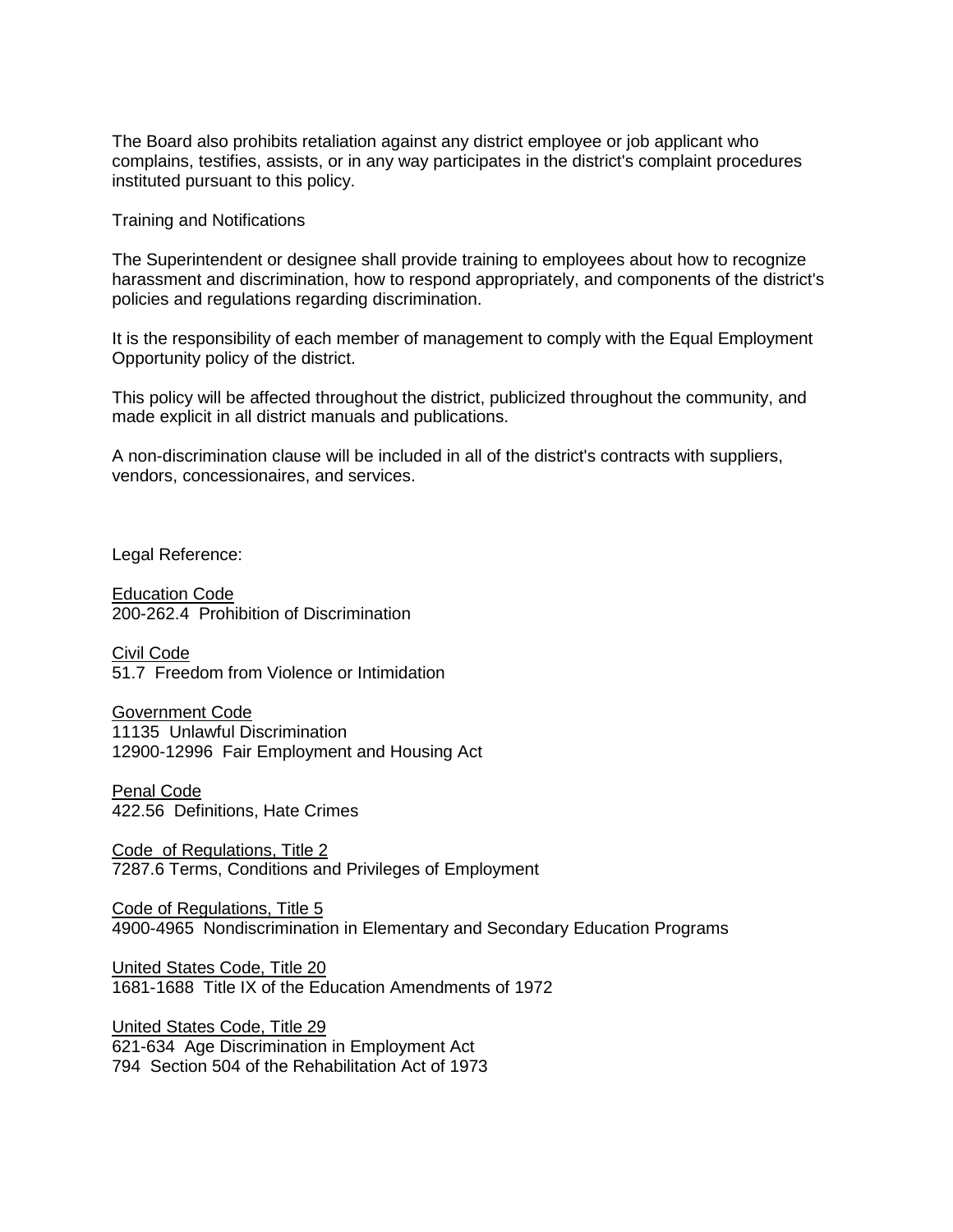The Board also prohibits retaliation against any district employee or job applicant who complains, testifies, assists, or in any way participates in the district's complaint procedures instituted pursuant to this policy.

Training and Notifications

The Superintendent or designee shall provide training to employees about how to recognize harassment and discrimination, how to respond appropriately, and components of the district's policies and regulations regarding discrimination.

It is the responsibility of each member of management to comply with the Equal Employment Opportunity policy of the district.

This policy will be affected throughout the district, publicized throughout the community, and made explicit in all district manuals and publications.

A non-discrimination clause will be included in all of the district's contracts with suppliers, vendors, concessionaires, and services.

Legal Reference:

<u>Education Code</u>
200-262.4 Prohibition of Discrimination

<u>Civil Code</u>
51.7 Freedom from Violence or Intimidation

<u>Government Code</u>
11135 Unlawful Discrimination
12900-12996 Fair Employment and Housing Act

<u>Penal Code</u>
422.56 Definitions, Hate Crimes

<u>Code of Regulations, Title 2</u>
7287.6 Terms, Conditions and Privileges of Employment

<u>Code of Regulations, Title 5</u>
4900-4965 Nondiscrimination in Elementary and Secondary Education Programs

<u>United States Code, Title 20</u>
1681-1688 Title IX of the Education Amendments of 1972

<u>United States Code, Title 29</u>
621-634 Age Discrimination in Employment Act
794 Section 504 of the Rehabilitation Act of 1973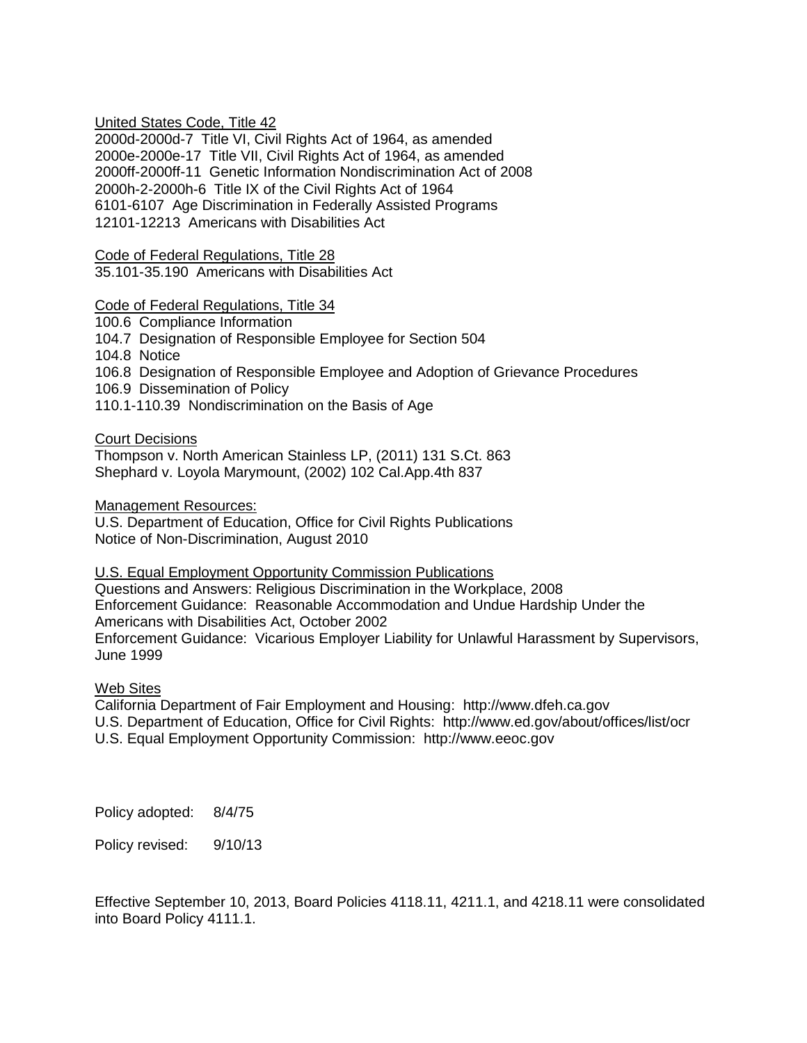United States Code, Title 42

2000d-2000d-7 Title VI, Civil Rights Act of 1964, as amended
2000e-2000e-17 Title VII, Civil Rights Act of 1964, as amended
2000ff-2000ff-11 Genetic Information Nondiscrimination Act of 2008
2000h-2-2000h-6 Title IX of the Civil Rights Act of 1964
6101-6107 Age Discrimination in Federally Assisted Programs
12101-12213 Americans with Disabilities Act

Code of Federal Regulations, Title 28

35.101-35.190 Americans with Disabilities Act

Code of Federal Regulations, Title 34

100.6 Compliance Information
104.7 Designation of Responsible Employee for Section 504
104.8 Notice
106.8 Designation of Responsible Employee and Adoption of Grievance Procedures
106.9 Dissemination of Policy
110.1-110.39 Nondiscrimination on the Basis of Age

Court Decisions

Thompson v. North American Stainless LP, (2011) 131 S.Ct. 863
Shephard v. Loyola Marymount, (2002) 102 Cal.App.4th 837

Management Resources:

U.S. Department of Education, Office for Civil Rights Publications
Notice of Non-Discrimination, August 2010

U.S. Equal Employment Opportunity Commission Publications

Questions and Answers: Religious Discrimination in the Workplace, 2008
Enforcement Guidance: Reasonable Accommodation and Undue Hardship Under the Americans with Disabilities Act, October 2002
Enforcement Guidance: Vicarious Employer Liability for Unlawful Harassment by Supervisors, June 1999

Web Sites

California Department of Fair Employment and Housing: http://www.dfeh.ca.gov
U.S. Department of Education, Office for Civil Rights: http://www.ed.gov/about/offices/list/ocr
U.S. Equal Employment Opportunity Commission: http://www.eeoc.gov

Policy adopted: 8/4/75

Policy revised: 9/10/13

Effective September 10, 2013, Board Policies 4118.11, 4211.1, and 4218.11 were consolidated into Board Policy 4111.1.